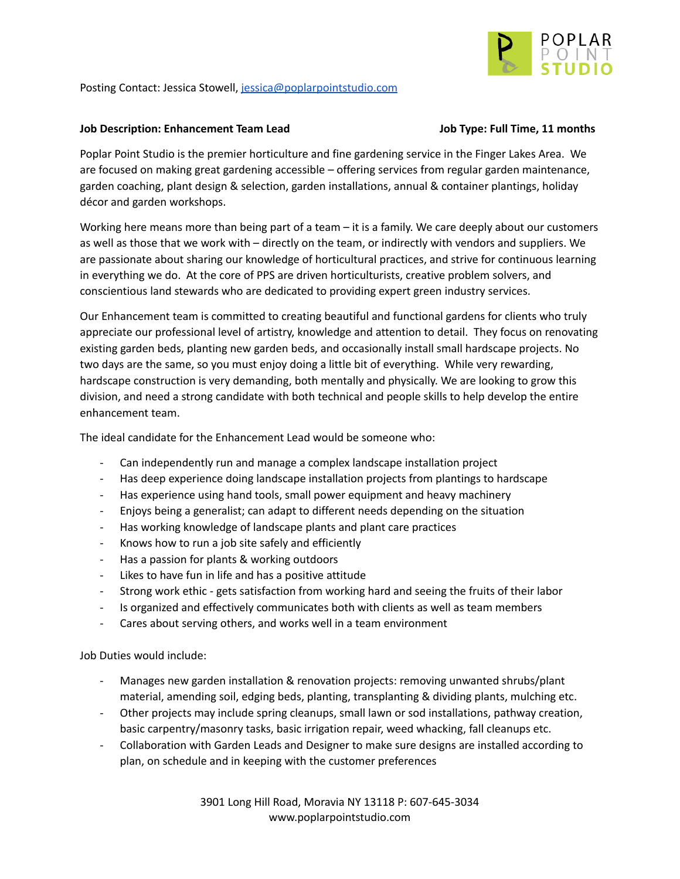Posting Contact: Jessica Stowell, jessica@poplarpointstudio.com

**Job Description: Enhancement Team Lead** **Job Type: Full Time, 11 months**

Poplar Point Studio is the premier horticulture and fine gardening service in the Finger Lakes Area. We are focused on making great gardening accessible – offering services from regular garden maintenance, garden coaching, plant design & selection, garden installations, annual & container plantings, holiday décor and garden workshops.

Working here means more than being part of a team – it is a family. We care deeply about our customers as well as those that we work with – directly on the team, or indirectly with vendors and suppliers. We are passionate about sharing our knowledge of horticultural practices, and strive for continuous learning in everything we do. At the core of PPS are driven horticulturists, creative problem solvers, and conscientious land stewards who are dedicated to providing expert green industry services.

Our Enhancement team is committed to creating beautiful and functional gardens for clients who truly appreciate our professional level of artistry, knowledge and attention to detail. They focus on renovating existing garden beds, planting new garden beds, and occasionally install small hardscape projects. No two days are the same, so you must enjoy doing a little bit of everything. While very rewarding, hardscape construction is very demanding, both mentally and physically. We are looking to grow this division, and need a strong candidate with both technical and people skills to help develop the entire enhancement team.

The ideal candidate for the Enhancement Lead would be someone who:

- Can independently run and manage a complex landscape installation project
- Has deep experience doing landscape installation projects from plantings to hardscape
- Has experience using hand tools, small power equipment and heavy machinery
- Enjoys being a generalist; can adapt to different needs depending on the situation
- Has working knowledge of landscape plants and plant care practices
- Knows how to run a job site safely and efficiently
- Has a passion for plants & working outdoors
- Likes to have fun in life and has a positive attitude
- Strong work ethic - gets satisfaction from working hard and seeing the fruits of their labor
- Is organized and effectively communicates both with clients as well as team members
- Cares about serving others, and works well in a team environment

Job Duties would include:

- Manages new garden installation & renovation projects: removing unwanted shrubs/plant material, amending soil, edging beds, planting, transplanting & dividing plants, mulching etc.
- Other projects may include spring cleanups, small lawn or sod installations, pathway creation, basic carpentry/masonry tasks, basic irrigation repair, weed whacking, fall cleanups etc.
- Collaboration with Garden Leads and Designer to make sure designs are installed according to plan, on schedule and in keeping with the customer preferences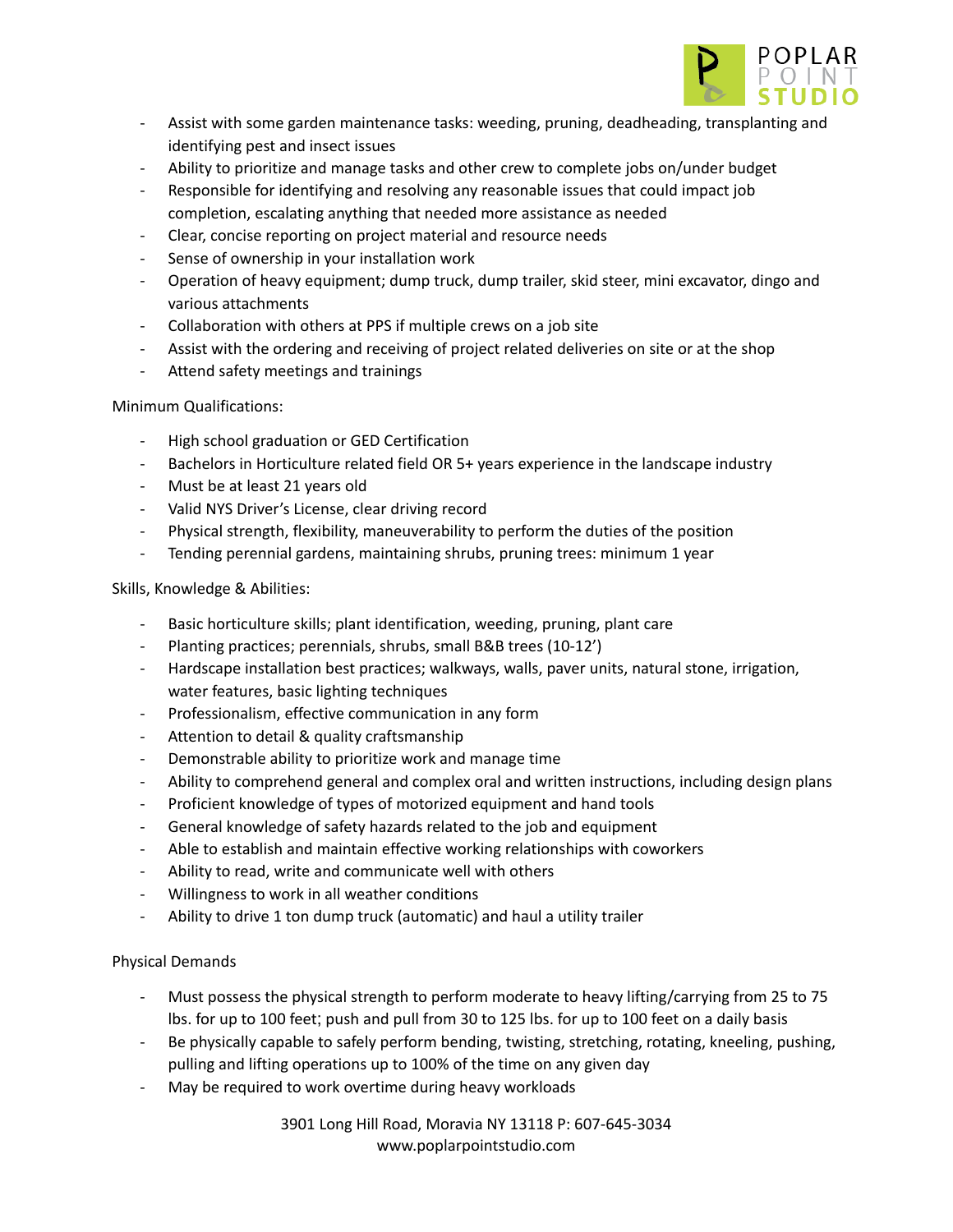- Assist with some garden maintenance tasks: weeding, pruning, deadheading, transplanting and identifying pest and insect issues
- Ability to prioritize and manage tasks and other crew to complete jobs on/under budget
- Responsible for identifying and resolving any reasonable issues that could impact job completion, escalating anything that needed more assistance as needed
- Clear, concise reporting on project material and resource needs
- Sense of ownership in your installation work
- Operation of heavy equipment; dump truck, dump trailer, skid steer, mini excavator, dingo and various attachments
- Collaboration with others at PPS if multiple crews on a job site
- Assist with the ordering and receiving of project related deliveries on site or at the shop
- Attend safety meetings and trainings

Minimum Qualifications:

- High school graduation or GED Certification
- Bachelors in Horticulture related field OR 5+ years experience in the landscape industry
- Must be at least 21 years old
- Valid NYS Driver's License, clear driving record
- Physical strength, flexibility, maneuverability to perform the duties of the position
- Tending perennial gardens, maintaining shrubs, pruning trees: minimum 1 year

Skills, Knowledge & Abilities:

- Basic horticulture skills; plant identification, weeding, pruning, plant care
- Planting practices; perennials, shrubs, small B&B trees (10-12')
- Hardscape installation best practices; walkways, walls, paver units, natural stone, irrigation, water features, basic lighting techniques
- Professionalism, effective communication in any form
- Attention to detail & quality craftsmanship
- Demonstrable ability to prioritize work and manage time
- Ability to comprehend general and complex oral and written instructions, including design plans
- Proficient knowledge of types of motorized equipment and hand tools
- General knowledge of safety hazards related to the job and equipment
- Able to establish and maintain effective working relationships with coworkers
- Ability to read, write and communicate well with others
- Willingness to work in all weather conditions
- Ability to drive 1 ton dump truck (automatic) and haul a utility trailer

Physical Demands

- Must possess the physical strength to perform moderate to heavy lifting/carrying from 25 to 75 lbs. for up to 100 feet; push and pull from 30 to 125 lbs. for up to 100 feet on a daily basis
- Be physically capable to safely perform bending, twisting, stretching, rotating, kneeling, pushing, pulling and lifting operations up to 100% of the time on any given day
- May be required to work overtime during heavy workloads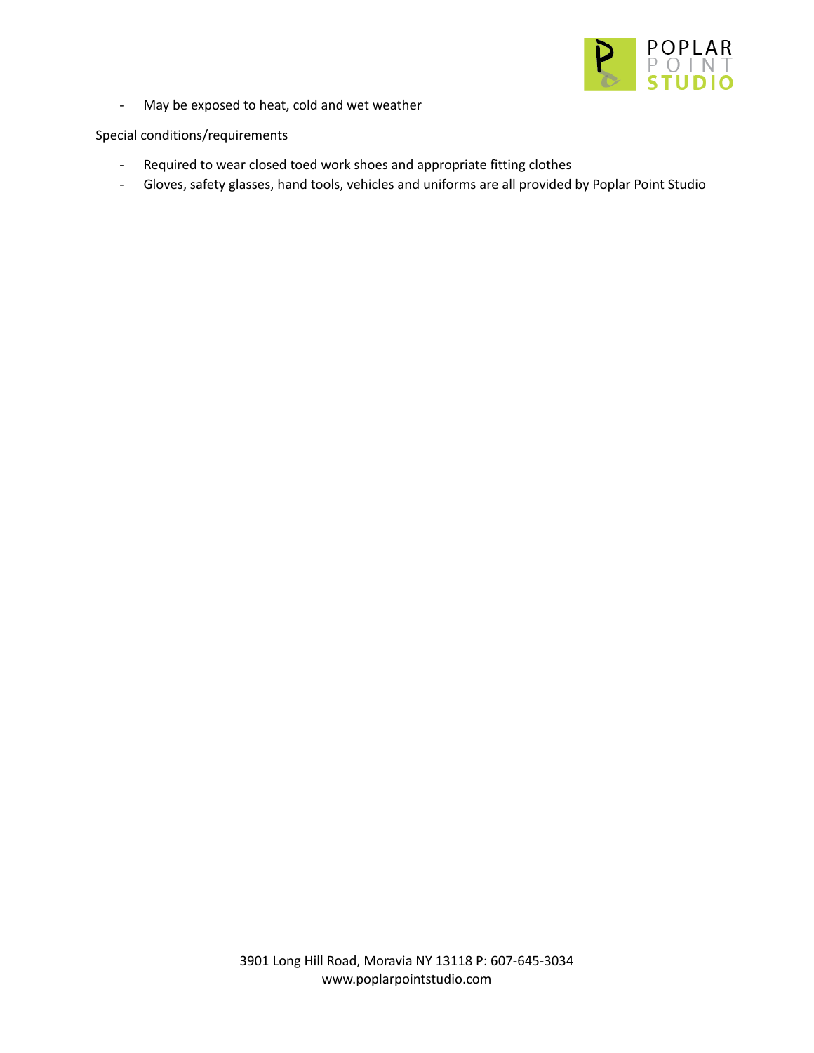- May be exposed to heat, cold and wet weather

Special conditions/requirements

- Required to wear closed toed work shoes and appropriate fitting clothes
- Gloves, safety glasses, hand tools, vehicles and uniforms are all provided by Poplar Point Studio